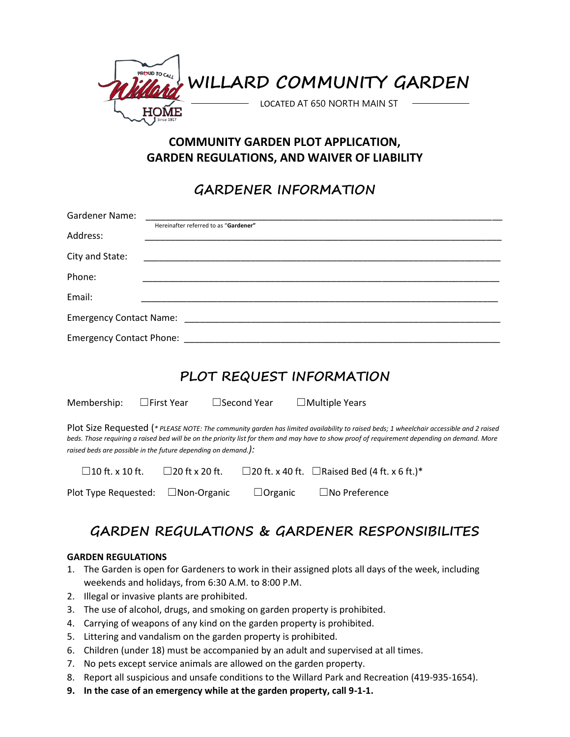# WILLARD COMMUNITY GARDEN

LOCATED AT 650 NORTH MAIN ST

## COMMUNITY GARDEN PLOT APPLICATION, GARDEN REGULATIONS, AND WAIVER OF LIABILITY

## GARDENER INFORMATION

Gardener Name: ______________________________________________
Hereinafter referred to as "**Gardener**"

Address: ______________________________________________

City and State: ______________________________________________

Phone: ______________________________________________

Email: ______________________________________________

Emergency Contact Name: ______________________________________________

Emergency Contact Phone: ______________________________________________

## PLOT REQUEST INFORMATION

Membership: ☐First Year ☐Second Year ☐Multiple Years

Plot Size Requested (*\* PLEASE NOTE: The community garden has limited availability to raised beds; 1 wheelchair accessible and 2 raised beds. Those requiring a raised bed will be on the priority list for them and may have to show proof of requirement depending on demand. More raised beds are possible in the future depending on demand.):*

☐10 ft. x 10 ft. ☐20 ft x 20 ft. ☐20 ft. x 40 ft. ☐Raised Bed (4 ft. x 6 ft.)*

Plot Type Requested: ☐Non-Organic ☐Organic ☐No Preference

## GARDEN REGULATIONS & GARDENER RESPONSIBILITES

**GARDEN REGULATIONS**

1. The Garden is open for Gardeners to work in their assigned plots all days of the week, including weekends and holidays, from 6:30 A.M. to 8:00 P.M.
2. Illegal or invasive plants are prohibited.
3. The use of alcohol, drugs, and smoking on garden property is prohibited.
4. Carrying of weapons of any kind on the garden property is prohibited.
5. Littering and vandalism on the garden property is prohibited.
6. Children (under 18) must be accompanied by an adult and supervised at all times.
7. No pets except service animals are allowed on the garden property.
8. Report all suspicious and unsafe conditions to the Willard Park and Recreation (419-935-1654).
9. **In the case of an emergency while at the garden property, call 9-1-1.**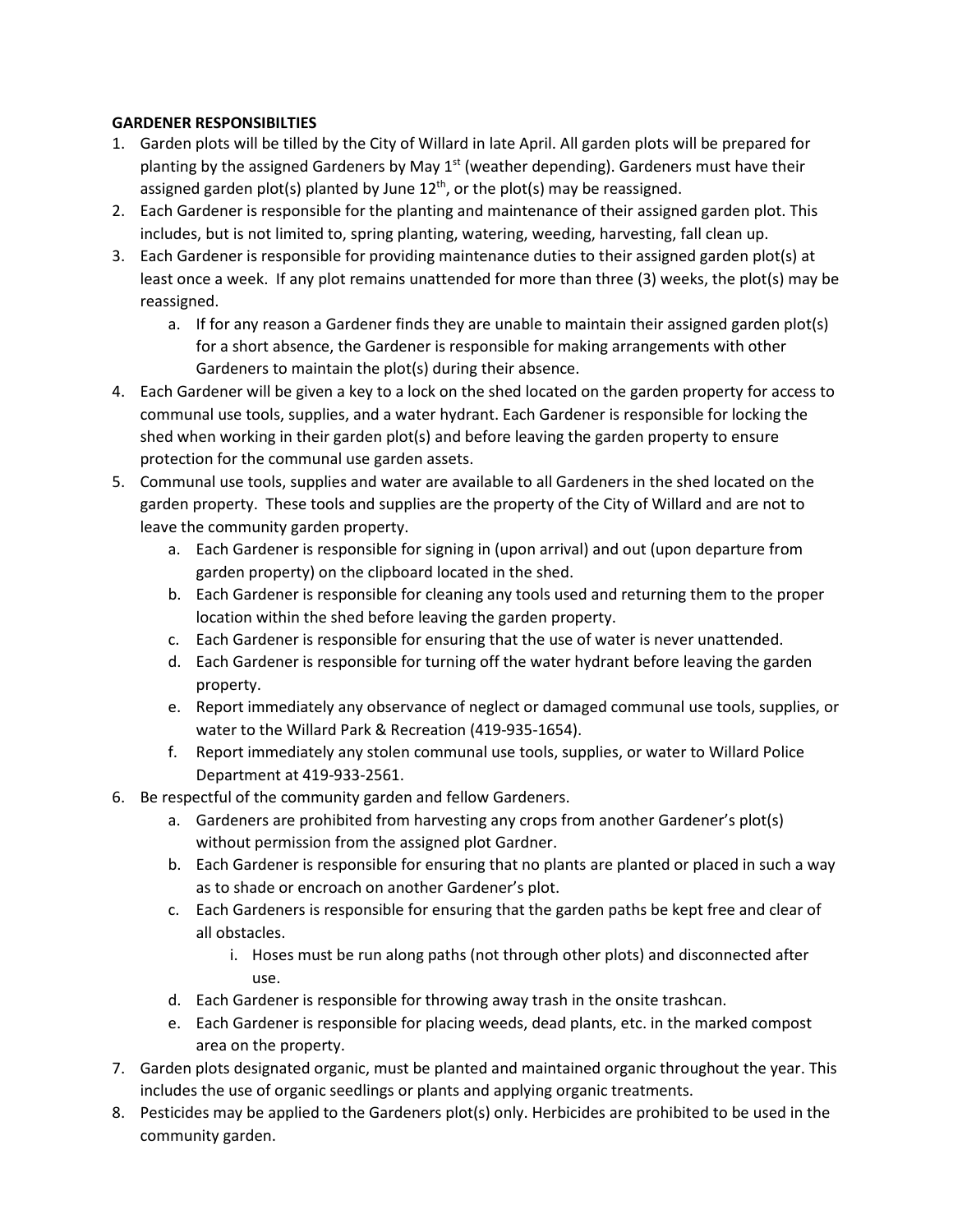**GARDENER RESPONSIBILTIES**

1. Garden plots will be tilled by the City of Willard in late April. All garden plots will be prepared for planting by the assigned Gardeners by May 1st (weather depending). Gardeners must have their assigned garden plot(s) planted by June 12th, or the plot(s) may be reassigned.
2. Each Gardener is responsible for the planting and maintenance of their assigned garden plot. This includes, but is not limited to, spring planting, watering, weeding, harvesting, fall clean up.
3. Each Gardener is responsible for providing maintenance duties to their assigned garden plot(s) at least once a week. If any plot remains unattended for more than three (3) weeks, the plot(s) may be reassigned.
   a. If for any reason a Gardener finds they are unable to maintain their assigned garden plot(s) for a short absence, the Gardener is responsible for making arrangements with other Gardeners to maintain the plot(s) during their absence.
4. Each Gardener will be given a key to a lock on the shed located on the garden property for access to communal use tools, supplies, and a water hydrant. Each Gardener is responsible for locking the shed when working in their garden plot(s) and before leaving the garden property to ensure protection for the communal use garden assets.
5. Communal use tools, supplies and water are available to all Gardeners in the shed located on the garden property. These tools and supplies are the property of the City of Willard and are not to leave the community garden property.
   a. Each Gardener is responsible for signing in (upon arrival) and out (upon departure from garden property) on the clipboard located in the shed.
   b. Each Gardener is responsible for cleaning any tools used and returning them to the proper location within the shed before leaving the garden property.
   c. Each Gardener is responsible for ensuring that the use of water is never unattended.
   d. Each Gardener is responsible for turning off the water hydrant before leaving the garden property.
   e. Report immediately any observance of neglect or damaged communal use tools, supplies, or water to the Willard Park & Recreation (419-935-1654).
   f. Report immediately any stolen communal use tools, supplies, or water to Willard Police Department at 419-933-2561.
6. Be respectful of the community garden and fellow Gardeners.
   a. Gardeners are prohibited from harvesting any crops from another Gardener's plot(s) without permission from the assigned plot Gardner.
   b. Each Gardener is responsible for ensuring that no plants are planted or placed in such a way as to shade or encroach on another Gardener's plot.
   c. Each Gardeners is responsible for ensuring that the garden paths be kept free and clear of all obstacles.
      i. Hoses must be run along paths (not through other plots) and disconnected after use.
   d. Each Gardener is responsible for throwing away trash in the onsite trashcan.
   e. Each Gardener is responsible for placing weeds, dead plants, etc. in the marked compost area on the property.
7. Garden plots designated organic, must be planted and maintained organic throughout the year. This includes the use of organic seedlings or plants and applying organic treatments.
8. Pesticides may be applied to the Gardeners plot(s) only. Herbicides are prohibited to be used in the community garden.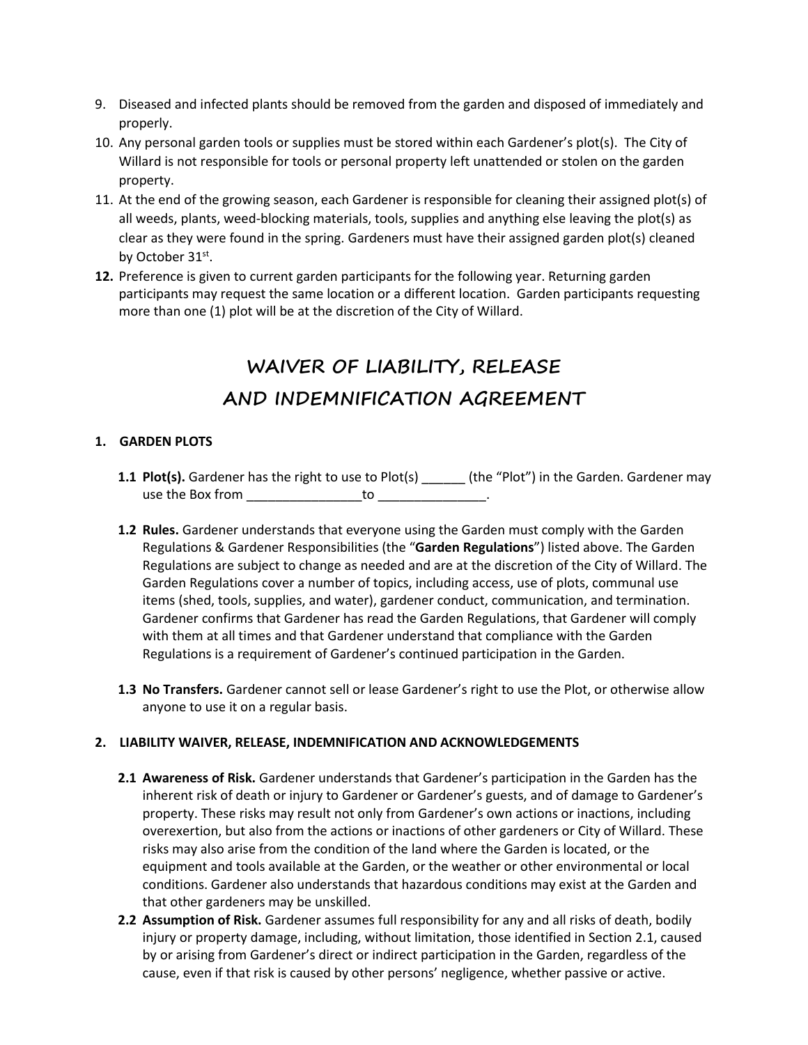9. Diseased and infected plants should be removed from the garden and disposed of immediately and properly.
10. Any personal garden tools or supplies must be stored within each Gardener's plot(s). The City of Willard is not responsible for tools or personal property left unattended or stolen on the garden property.
11. At the end of the growing season, each Gardener is responsible for cleaning their assigned plot(s) of all weeds, plants, weed-blocking materials, tools, supplies and anything else leaving the plot(s) as clear as they were found in the spring. Gardeners must have their assigned garden plot(s) cleaned by October 31st.
12. **Preference is given to current garden participants for the following year.** Returning garden participants may request the same location or a different location. Garden participants requesting more than one (1) plot will be at the discretion of the City of Willard.

# WAIVER OF LIABILITY, RELEASE AND INDEMNIFICATION AGREEMENT

## 1. GARDEN PLOTS

**1.1 Plot(s).** Gardener has the right to use to Plot(s) ______ (the "Plot") in the Garden. Gardener may use the Box from ________________to _______________.

**1.2 Rules.** Gardener understands that everyone using the Garden must comply with the Garden Regulations & Gardener Responsibilities (the "**Garden Regulations**") listed above. The Garden Regulations are subject to change as needed and are at the discretion of the City of Willard. The Garden Regulations cover a number of topics, including access, use of plots, communal use items (shed, tools, supplies, and water), gardener conduct, communication, and termination. Gardener confirms that Gardener has read the Garden Regulations, that Gardener will comply with them at all times and that Gardener understand that compliance with the Garden Regulations is a requirement of Gardener's continued participation in the Garden.

**1.3 No Transfers.** Gardener cannot sell or lease Gardener's right to use the Plot, or otherwise allow anyone to use it on a regular basis.

## 2. LIABILITY WAIVER, RELEASE, INDEMNIFICATION AND ACKNOWLEDGEMENTS

**2.1 Awareness of Risk.** Gardener understands that Gardener's participation in the Garden has the inherent risk of death or injury to Gardener or Gardener's guests, and of damage to Gardener's property. These risks may result not only from Gardener's own actions or inactions, including overexertion, but also from the actions or inactions of other gardeners or City of Willard. These risks may also arise from the condition of the land where the Garden is located, or the equipment and tools available at the Garden, or the weather or other environmental or local conditions. Gardener also understands that hazardous conditions may exist at the Garden and that other gardeners may be unskilled.

**2.2 Assumption of Risk.** Gardener assumes full responsibility for any and all risks of death, bodily injury or property damage, including, without limitation, those identified in Section 2.1, caused by or arising from Gardener's direct or indirect participation in the Garden, regardless of the cause, even if that risk is caused by other persons' negligence, whether passive or active.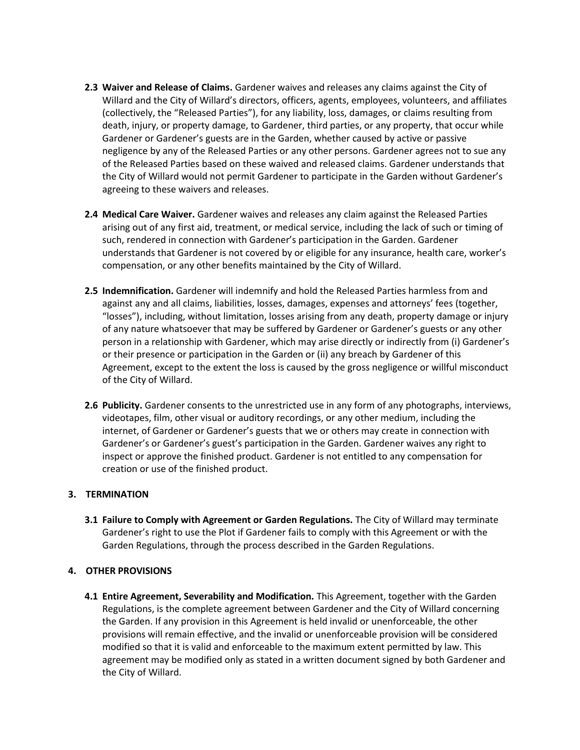**2.3 Waiver and Release of Claims.** Gardener waives and releases any claims against the City of Willard and the City of Willard's directors, officers, agents, employees, volunteers, and affiliates (collectively, the "Released Parties"), for any liability, loss, damages, or claims resulting from death, injury, or property damage, to Gardener, third parties, or any property, that occur while Gardener or Gardener's guests are in the Garden, whether caused by active or passive negligence by any of the Released Parties or any other persons. Gardener agrees not to sue any of the Released Parties based on these waived and released claims. Gardener understands that the City of Willard would not permit Gardener to participate in the Garden without Gardener's agreeing to these waivers and releases.

**2.4 Medical Care Waiver.** Gardener waives and releases any claim against the Released Parties arising out of any first aid, treatment, or medical service, including the lack of such or timing of such, rendered in connection with Gardener's participation in the Garden. Gardener understands that Gardener is not covered by or eligible for any insurance, health care, worker's compensation, or any other benefits maintained by the City of Willard.

**2.5 Indemnification.** Gardener will indemnify and hold the Released Parties harmless from and against any and all claims, liabilities, losses, damages, expenses and attorneys' fees (together, "losses"), including, without limitation, losses arising from any death, property damage or injury of any nature whatsoever that may be suffered by Gardener or Gardener's guests or any other person in a relationship with Gardener, which may arise directly or indirectly from (i) Gardener's or their presence or participation in the Garden or (ii) any breach by Gardener of this Agreement, except to the extent the loss is caused by the gross negligence or willful misconduct of the City of Willard.

**2.6 Publicity.** Gardener consents to the unrestricted use in any form of any photographs, interviews, videotapes, film, other visual or auditory recordings, or any other medium, including the internet, of Gardener or Gardener's guests that we or others may create in connection with Gardener's or Gardener's guest's participation in the Garden. Gardener waives any right to inspect or approve the finished product. Gardener is not entitled to any compensation for creation or use of the finished product.

## 3. TERMINATION

**3.1 Failure to Comply with Agreement or Garden Regulations.** The City of Willard may terminate Gardener's right to use the Plot if Gardener fails to comply with this Agreement or with the Garden Regulations, through the process described in the Garden Regulations.

## 4. OTHER PROVISIONS

**4.1 Entire Agreement, Severability and Modification.** This Agreement, together with the Garden Regulations, is the complete agreement between Gardener and the City of Willard concerning the Garden. If any provision in this Agreement is held invalid or unenforceable, the other provisions will remain effective, and the invalid or unenforceable provision will be considered modified so that it is valid and enforceable to the maximum extent permitted by law. This agreement may be modified only as stated in a written document signed by both Gardener and the City of Willard.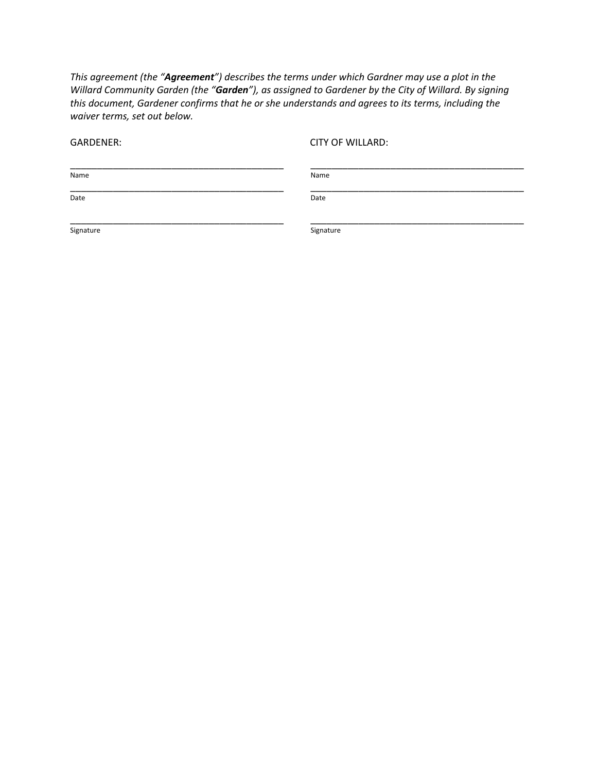*This agreement (the "**Agreement**") describes the terms under which Gardner may use a plot in the Willard Community Garden (the "**Garden**"), as assigned to Gardener by the City of Willard. By signing this document, Gardener confirms that he or she understands and agrees to its terms, including the waiver terms, set out below.*

GARDENER:

\_\_\_\_\_\_\_\_\_\_\_\_\_\_\_\_\_\_\_\_\_\_\_\_\_\_\_\_\_\_\_\_\_\_\_\_\_\_\_\_\_\_\_\_
Name

\_\_\_\_\_\_\_\_\_\_\_\_\_\_\_\_\_\_\_\_\_\_\_\_\_\_\_\_\_\_\_\_\_\_\_\_\_\_\_\_\_\_\_\_
Date

\_\_\_\_\_\_\_\_\_\_\_\_\_\_\_\_\_\_\_\_\_\_\_\_\_\_\_\_\_\_\_\_\_\_\_\_\_\_\_\_\_\_\_\_
Signature

CITY OF WILLARD:

\_\_\_\_\_\_\_\_\_\_\_\_\_\_\_\_\_\_\_\_\_\_\_\_\_\_\_\_\_\_\_\_\_\_\_\_\_\_\_\_\_\_\_\_
Name

\_\_\_\_\_\_\_\_\_\_\_\_\_\_\_\_\_\_\_\_\_\_\_\_\_\_\_\_\_\_\_\_\_\_\_\_\_\_\_\_\_\_\_\_
Date

\_\_\_\_\_\_\_\_\_\_\_\_\_\_\_\_\_\_\_\_\_\_\_\_\_\_\_\_\_\_\_\_\_\_\_\_\_\_\_\_\_\_\_\_
Signature